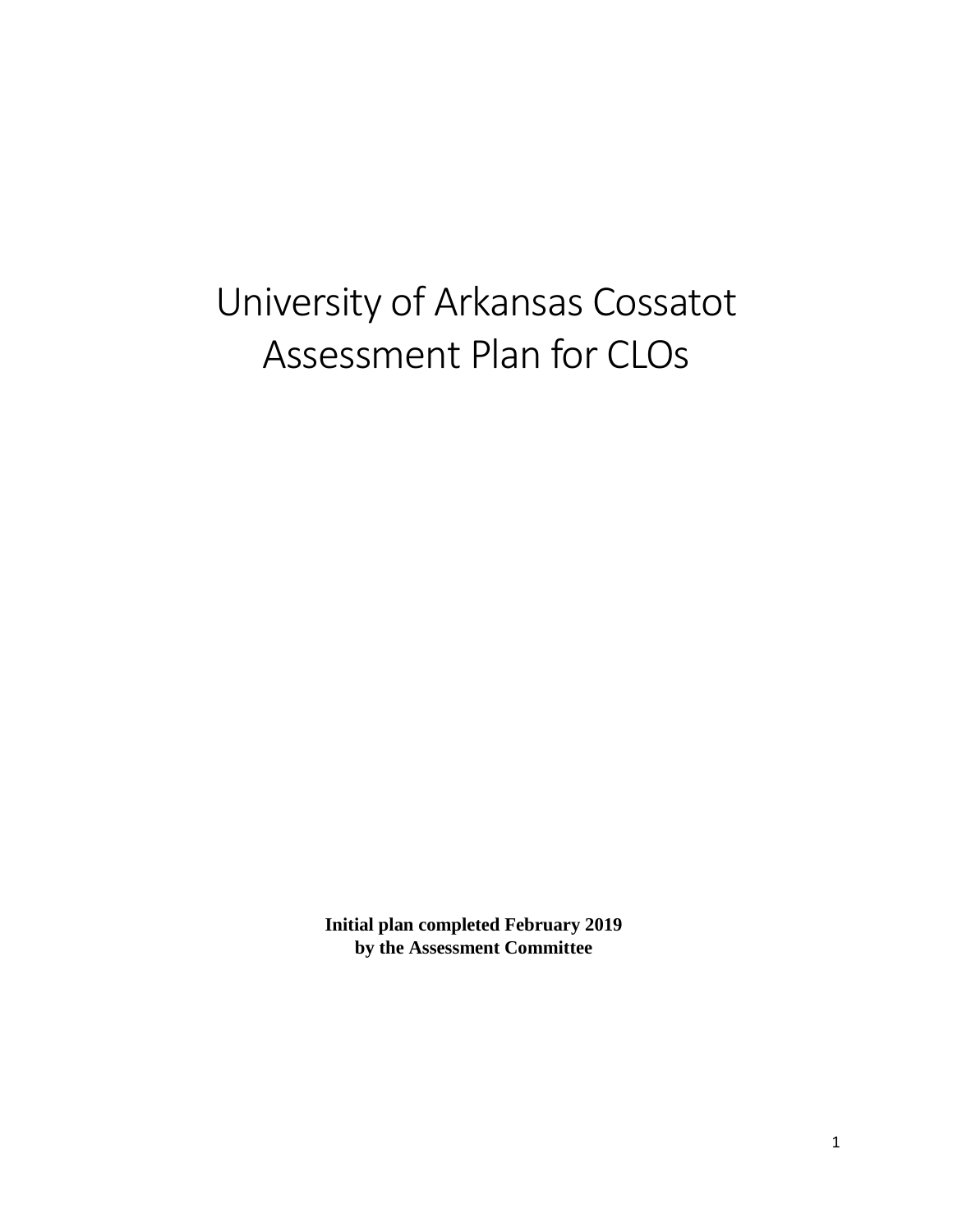# University of Arkansas Cossatot Assessment Plan for CLOs

**Initial plan completed February 2019**
**by the Assessment Committee**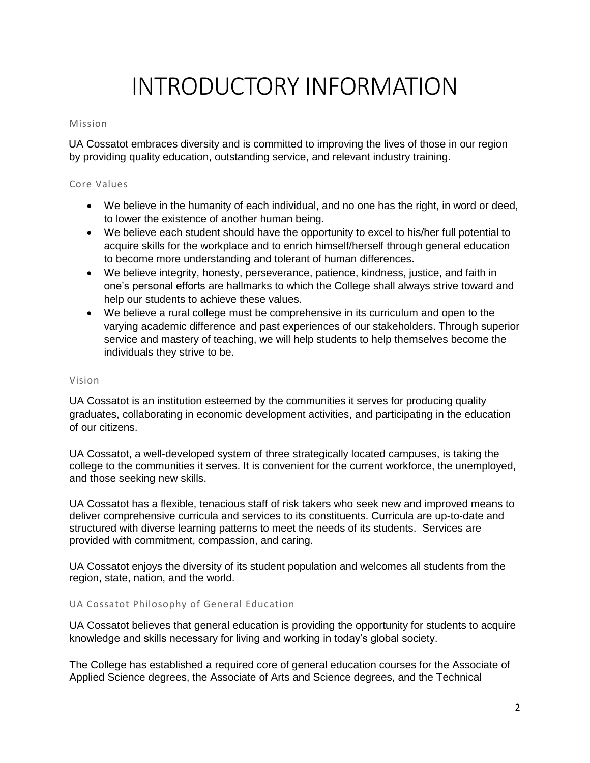# INTRODUCTORY INFORMATION

## Mission

UA Cossatot embraces diversity and is committed to improving the lives of those in our region by providing quality education, outstanding service, and relevant industry training.

## Core Values

- We believe in the humanity of each individual, and no one has the right, in word or deed, to lower the existence of another human being.
- We believe each student should have the opportunity to excel to his/her full potential to acquire skills for the workplace and to enrich himself/herself through general education to become more understanding and tolerant of human differences.
- We believe integrity, honesty, perseverance, patience, kindness, justice, and faith in one's personal efforts are hallmarks to which the College shall always strive toward and help our students to achieve these values.
- We believe a rural college must be comprehensive in its curriculum and open to the varying academic difference and past experiences of our stakeholders. Through superior service and mastery of teaching, we will help students to help themselves become the individuals they strive to be.

## Vision

UA Cossatot is an institution esteemed by the communities it serves for producing quality graduates, collaborating in economic development activities, and participating in the education of our citizens.

UA Cossatot, a well-developed system of three strategically located campuses, is taking the college to the communities it serves. It is convenient for the current workforce, the unemployed, and those seeking new skills.

UA Cossatot has a flexible, tenacious staff of risk takers who seek new and improved means to deliver comprehensive curricula and services to its constituents. Curricula are up-to-date and structured with diverse learning patterns to meet the needs of its students. Services are provided with commitment, compassion, and caring.

UA Cossatot enjoys the diversity of its student population and welcomes all students from the region, state, nation, and the world.

## UA Cossatot Philosophy of General Education

UA Cossatot believes that general education is providing the opportunity for students to acquire knowledge and skills necessary for living and working in today's global society.

The College has established a required core of general education courses for the Associate of Applied Science degrees, the Associate of Arts and Science degrees, and the Technical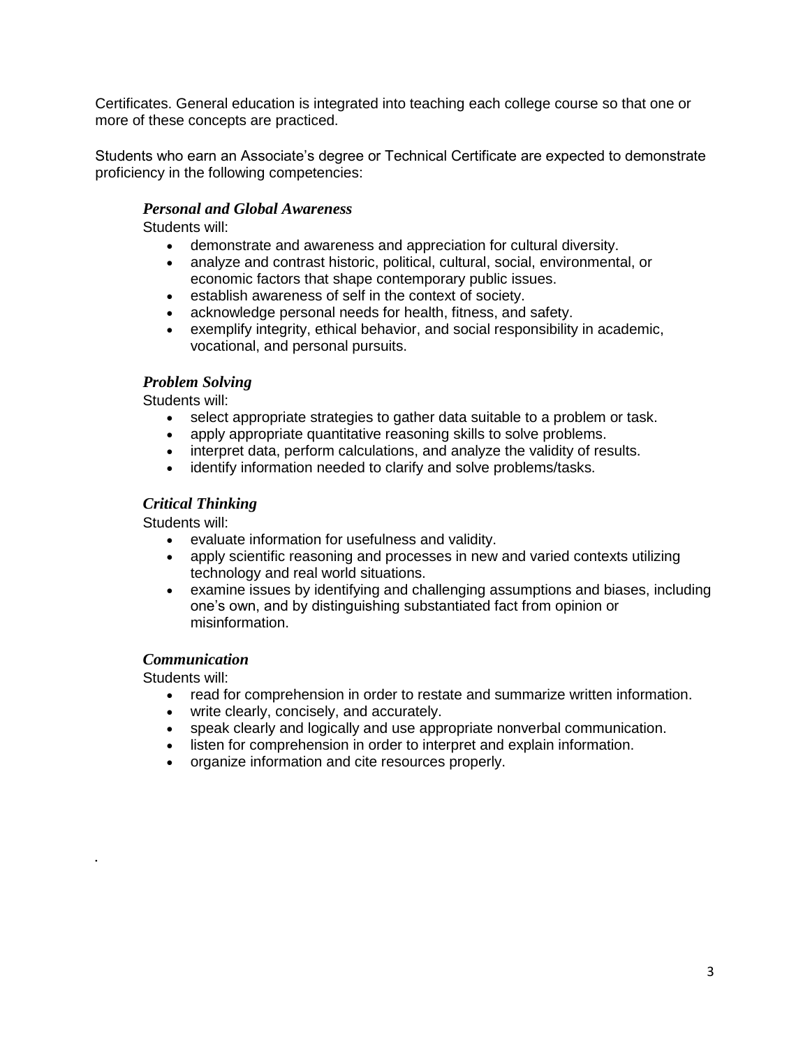Certificates. General education is integrated into teaching each college course so that one or more of these concepts are practiced.

Students who earn an Associate's degree or Technical Certificate are expected to demonstrate proficiency in the following competencies:

### *Personal and Global Awareness*

Students will:

- demonstrate and awareness and appreciation for cultural diversity.
- analyze and contrast historic, political, cultural, social, environmental, or economic factors that shape contemporary public issues.
- establish awareness of self in the context of society.
- acknowledge personal needs for health, fitness, and safety.
- exemplify integrity, ethical behavior, and social responsibility in academic, vocational, and personal pursuits.

### *Problem Solving*

Students will:

- select appropriate strategies to gather data suitable to a problem or task.
- apply appropriate quantitative reasoning skills to solve problems.
- interpret data, perform calculations, and analyze the validity of results.
- identify information needed to clarify and solve problems/tasks.

### *Critical Thinking*

Students will:

- evaluate information for usefulness and validity.
- apply scientific reasoning and processes in new and varied contexts utilizing technology and real world situations.
- examine issues by identifying and challenging assumptions and biases, including one's own, and by distinguishing substantiated fact from opinion or misinformation.

### *Communication*

Students will:

- read for comprehension in order to restate and summarize written information.
- write clearly, concisely, and accurately.
- speak clearly and logically and use appropriate nonverbal communication.
- listen for comprehension in order to interpret and explain information.
- organize information and cite resources properly.

.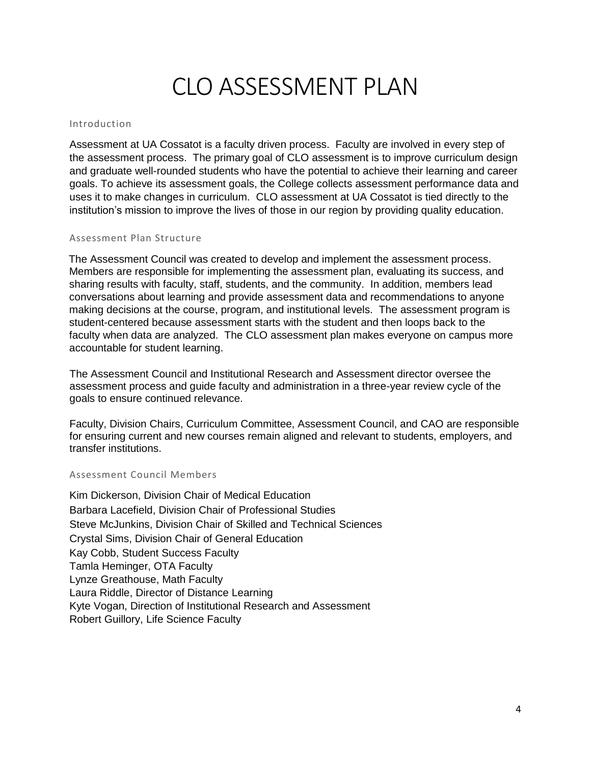# CLO ASSESSMENT PLAN

## Introduction

Assessment at UA Cossatot is a faculty driven process. Faculty are involved in every step of the assessment process. The primary goal of CLO assessment is to improve curriculum design and graduate well-rounded students who have the potential to achieve their learning and career goals. To achieve its assessment goals, the College collects assessment performance data and uses it to make changes in curriculum. CLO assessment at UA Cossatot is tied directly to the institution's mission to improve the lives of those in our region by providing quality education.

## Assessment Plan Structure

The Assessment Council was created to develop and implement the assessment process. Members are responsible for implementing the assessment plan, evaluating its success, and sharing results with faculty, staff, students, and the community. In addition, members lead conversations about learning and provide assessment data and recommendations to anyone making decisions at the course, program, and institutional levels. The assessment program is student-centered because assessment starts with the student and then loops back to the faculty when data are analyzed. The CLO assessment plan makes everyone on campus more accountable for student learning.

The Assessment Council and Institutional Research and Assessment director oversee the assessment process and guide faculty and administration in a three-year review cycle of the goals to ensure continued relevance.

Faculty, Division Chairs, Curriculum Committee, Assessment Council, and CAO are responsible for ensuring current and new courses remain aligned and relevant to students, employers, and transfer institutions.

## Assessment Council Members

Kim Dickerson, Division Chair of Medical Education
Barbara Lacefield, Division Chair of Professional Studies
Steve McJunkins, Division Chair of Skilled and Technical Sciences
Crystal Sims, Division Chair of General Education
Kay Cobb, Student Success Faculty
Tamla Heminger, OTA Faculty
Lynze Greathouse, Math Faculty
Laura Riddle, Director of Distance Learning
Kyte Vogan, Direction of Institutional Research and Assessment
Robert Guillory, Life Science Faculty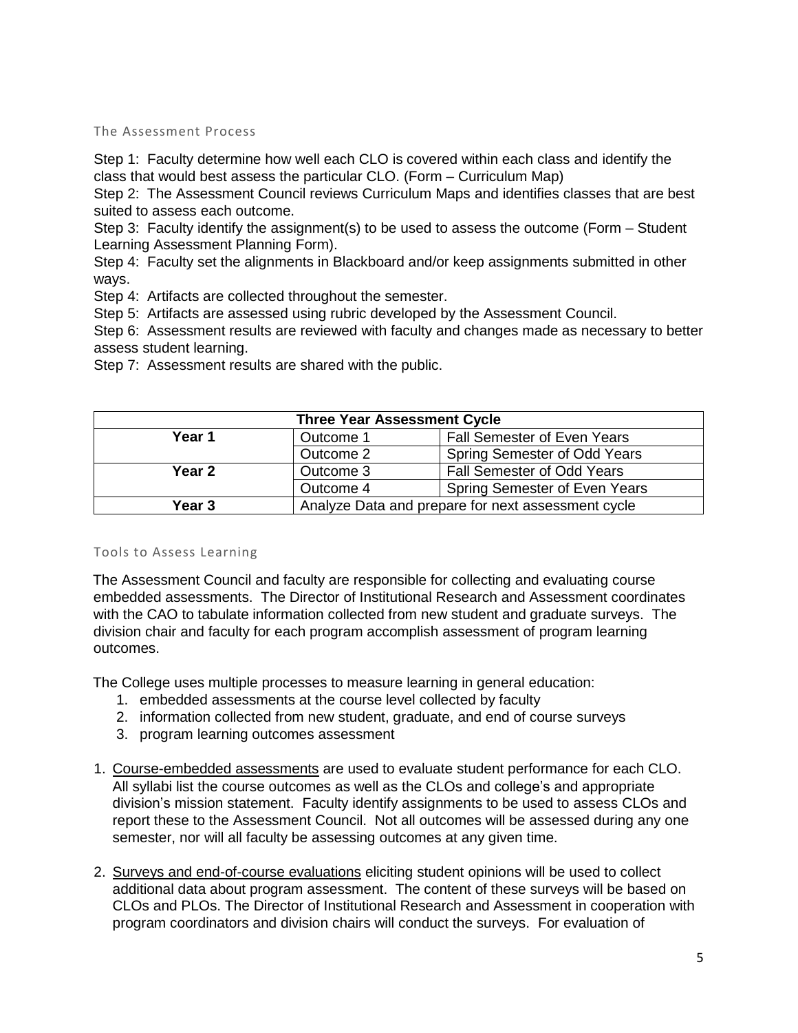## The Assessment Process

Step 1: Faculty determine how well each CLO is covered within each class and identify the class that would best assess the particular CLO. (Form – Curriculum Map)
Step 2: The Assessment Council reviews Curriculum Maps and identifies classes that are best suited to assess each outcome.
Step 3: Faculty identify the assignment(s) to be used to assess the outcome (Form – Student Learning Assessment Planning Form).
Step 4: Faculty set the alignments in Blackboard and/or keep assignments submitted in other ways.
Step 4: Artifacts are collected throughout the semester.
Step 5: Artifacts are assessed using rubric developed by the Assessment Council.
Step 6: Assessment results are reviewed with faculty and changes made as necessary to better assess student learning.
Step 7: Assessment results are shared with the public.

| Three Year Assessment Cycle | | |
|---|---|---|
| **Year 1** | Outcome 1 | Fall Semester of Even Years |
| | Outcome 2 | Spring Semester of Odd Years |
| **Year 2** | Outcome 3 | Fall Semester of Odd Years |
| | Outcome 4 | Spring Semester of Even Years |
| **Year 3** | Analyze Data and prepare for next assessment cycle | |

## Tools to Assess Learning

The Assessment Council and faculty are responsible for collecting and evaluating course embedded assessments. The Director of Institutional Research and Assessment coordinates with the CAO to tabulate information collected from new student and graduate surveys. The division chair and faculty for each program accomplish assessment of program learning outcomes.

The College uses multiple processes to measure learning in general education:

1. embedded assessments at the course level collected by faculty
2. information collected from new student, graduate, and end of course surveys
3. program learning outcomes assessment

1. Course-embedded assessments are used to evaluate student performance for each CLO. All syllabi list the course outcomes as well as the CLOs and college's and appropriate division's mission statement. Faculty identify assignments to be used to assess CLOs and report these to the Assessment Council. Not all outcomes will be assessed during any one semester, nor will all faculty be assessing outcomes at any given time.

2. Surveys and end-of-course evaluations eliciting student opinions will be used to collect additional data about program assessment. The content of these surveys will be based on CLOs and PLOs. The Director of Institutional Research and Assessment in cooperation with program coordinators and division chairs will conduct the surveys. For evaluation of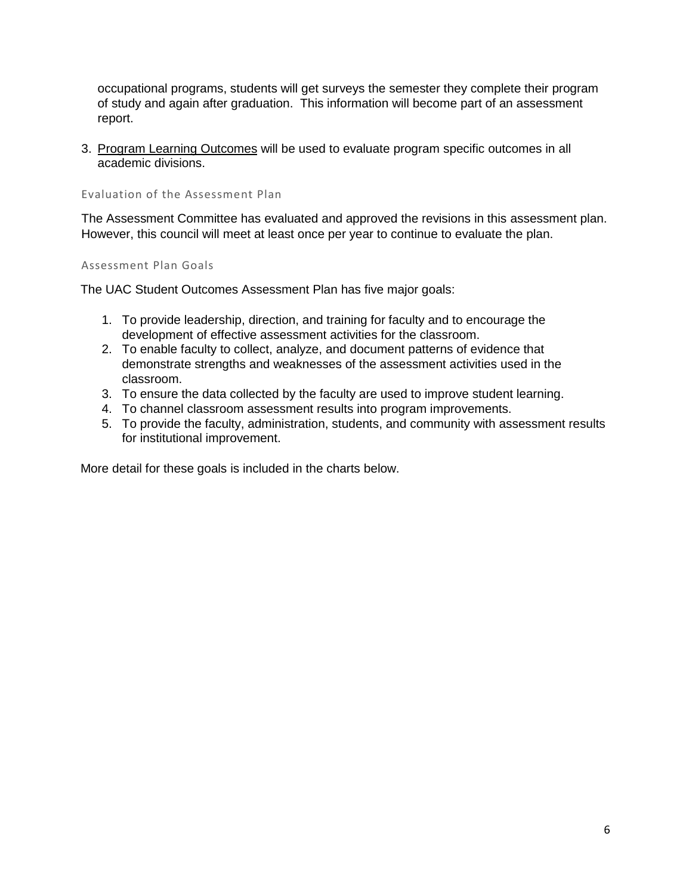occupational programs, students will get surveys the semester they complete their program of study and again after graduation. This information will become part of an assessment report.

3. Program Learning Outcomes will be used to evaluate program specific outcomes in all academic divisions.

### Evaluation of the Assessment Plan

The Assessment Committee has evaluated and approved the revisions in this assessment plan. However, this council will meet at least once per year to continue to evaluate the plan.

### Assessment Plan Goals

The UAC Student Outcomes Assessment Plan has five major goals:

1. To provide leadership, direction, and training for faculty and to encourage the development of effective assessment activities for the classroom.
2. To enable faculty to collect, analyze, and document patterns of evidence that demonstrate strengths and weaknesses of the assessment activities used in the classroom.
3. To ensure the data collected by the faculty are used to improve student learning.
4. To channel classroom assessment results into program improvements.
5. To provide the faculty, administration, students, and community with assessment results for institutional improvement.

More detail for these goals is included in the charts below.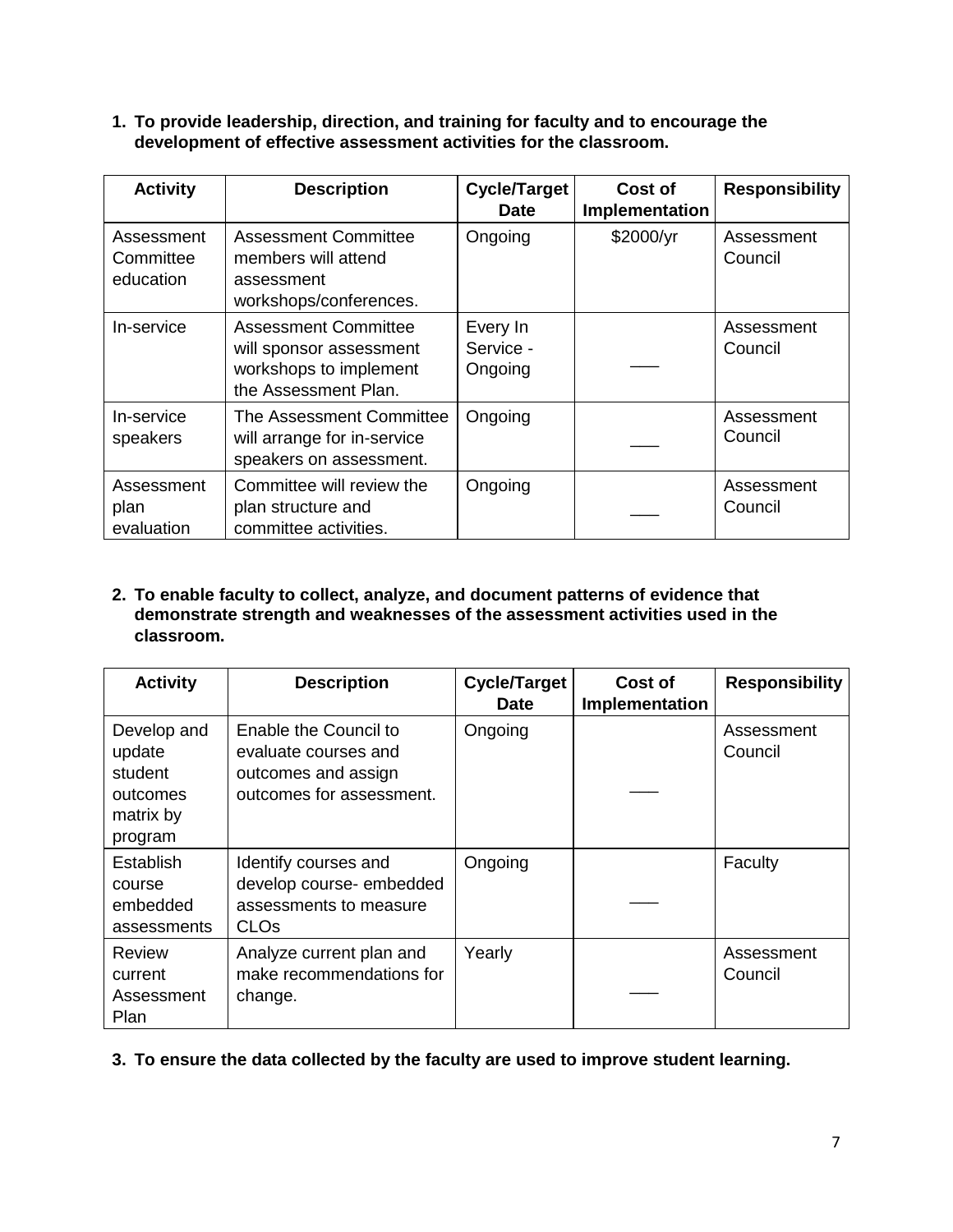1. **To provide leadership, direction, and training for faculty and to encourage the development of effective assessment activities for the classroom.**

| Activity | Description | Cycle/Target Date | Cost of Implementation | Responsibility |
|---|---|---|---|---|
| Assessment Committee education | Assessment Committee members will attend assessment workshops/conferences. | Ongoing | $2000/yr | Assessment Council |
| In-service | Assessment Committee will sponsor assessment workshops to implement the Assessment Plan. | Every In Service - Ongoing | ___ | Assessment Council |
| In-service speakers | The Assessment Committee will arrange for in-service speakers on assessment. | Ongoing | ___ | Assessment Council |
| Assessment plan evaluation | Committee will review the plan structure and committee activities. | Ongoing | ___ | Assessment Council |

2. **To enable faculty to collect, analyze, and document patterns of evidence that demonstrate strength and weaknesses of the assessment activities used in the classroom.**

| Activity | Description | Cycle/Target Date | Cost of Implementation | Responsibility |
|---|---|---|---|---|
| Develop and update student outcomes matrix by program | Enable the Council to evaluate courses and outcomes and assign outcomes for assessment. | Ongoing | ___ | Assessment Council |
| Establish course embedded assessments | Identify courses and develop course- embedded assessments to measure CLOs | Ongoing | ___ | Faculty |
| Review current Assessment Plan | Analyze current plan and make recommendations for change. | Yearly | ___ | Assessment Council |

3. **To ensure the data collected by the faculty are used to improve student learning.**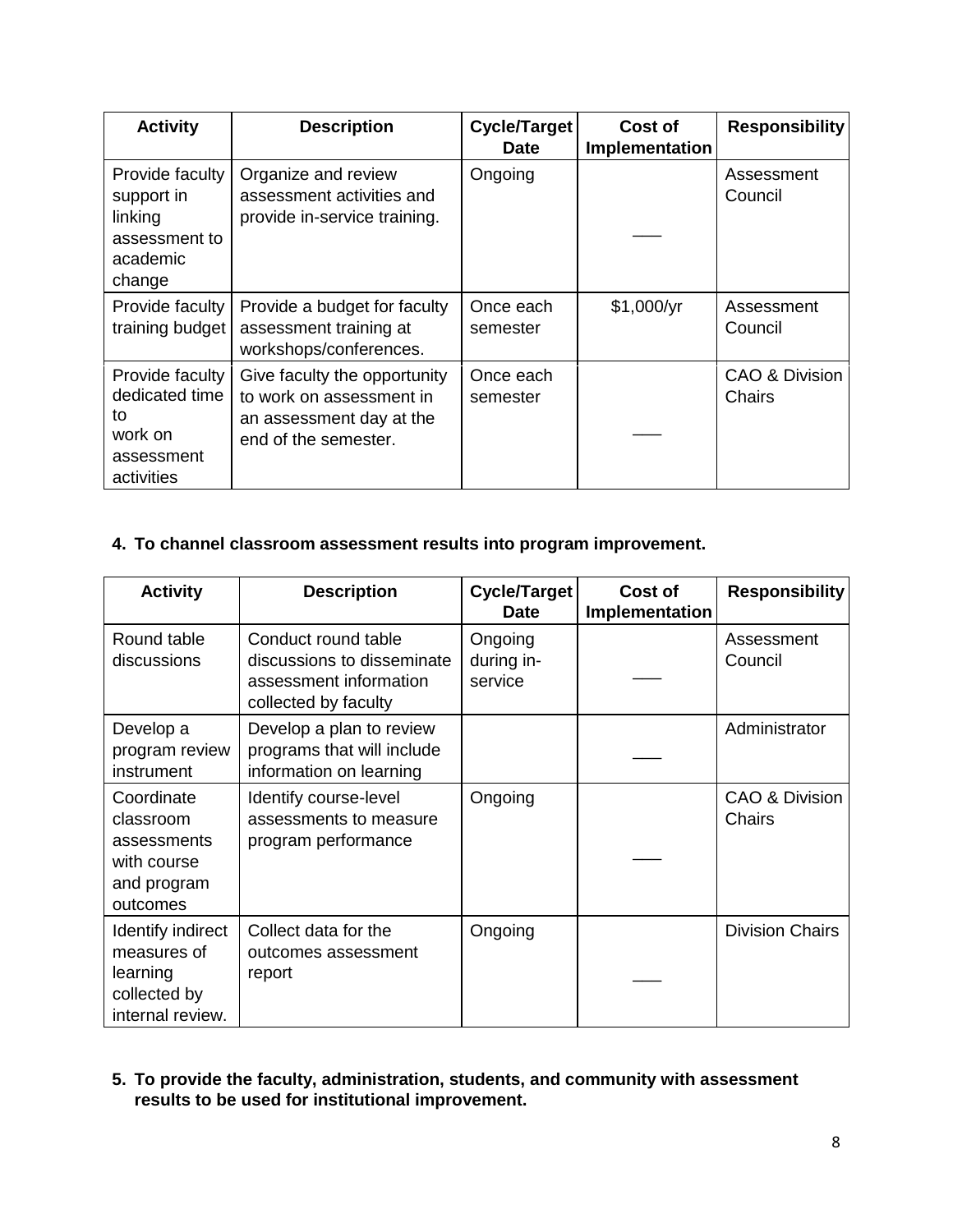| Activity | Description | Cycle/Target Date | Cost of Implementation | Responsibility |
|---|---|---|---|---|
| Provide faculty support in linking assessment to academic change | Organize and review assessment activities and provide in-service training. | Ongoing | ___ | Assessment Council |
| Provide faculty training budget | Provide a budget for faculty assessment training at workshops/conferences. | Once each semester | $1,000/yr | Assessment Council |
| Provide faculty dedicated time to work on assessment activities | Give faculty the opportunity to work on assessment in an assessment day at the end of the semester. | Once each semester | ___ | CAO & Division Chairs |

4. **To channel classroom assessment results into program improvement.**

| Activity | Description | Cycle/Target Date | Cost of Implementation | Responsibility |
|---|---|---|---|---|
| Round table discussions | Conduct round table discussions to disseminate assessment information collected by faculty | Ongoing during in-service | ___ | Assessment Council |
| Develop a program review instrument | Develop a plan to review programs that will include information on learning | | ___ | Administrator |
| Coordinate classroom assessments with course and program outcomes | Identify course-level assessments to measure program performance | Ongoing | ___ | CAO & Division Chairs |
| Identify indirect measures of learning collected by internal review. | Collect data for the outcomes assessment report | Ongoing | ___ | Division Chairs |

5. **To provide the faculty, administration, students, and community with assessment results to be used for institutional improvement.**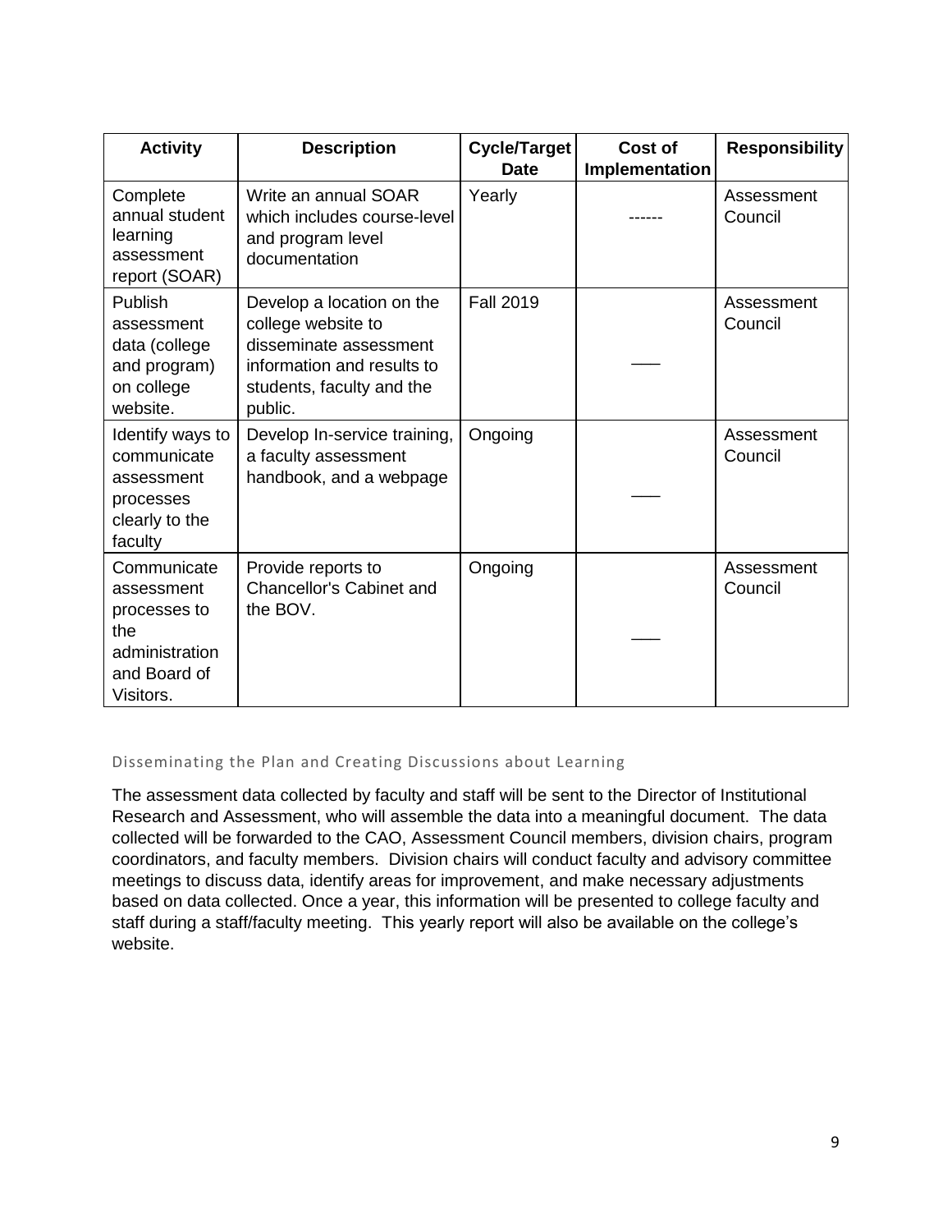| Activity | Description | Cycle/Target Date | Cost of Implementation | Responsibility |
|---|---|---|---|---|
| Complete annual student learning assessment report (SOAR) | Write an annual SOAR which includes course-level and program level documentation | Yearly | ------ | Assessment Council |
| Publish assessment data (college and program) on college website. | Develop a location on the college website to disseminate assessment information and results to students, faculty and the public. | Fall 2019 | ___ | Assessment Council |
| Identify ways to communicate assessment processes clearly to the faculty | Develop In-service training, a faculty assessment handbook, and a webpage | Ongoing | ___ | Assessment Council |
| Communicate assessment processes to the administration and Board of Visitors. | Provide reports to Chancellor's Cabinet and the BOV. | Ongoing | ___ | Assessment Council |

### Disseminating the Plan and Creating Discussions about Learning

The assessment data collected by faculty and staff will be sent to the Director of Institutional Research and Assessment, who will assemble the data into a meaningful document. The data collected will be forwarded to the CAO, Assessment Council members, division chairs, program coordinators, and faculty members. Division chairs will conduct faculty and advisory committee meetings to discuss data, identify areas for improvement, and make necessary adjustments based on data collected. Once a year, this information will be presented to college faculty and staff during a staff/faculty meeting. This yearly report will also be available on the college's website.